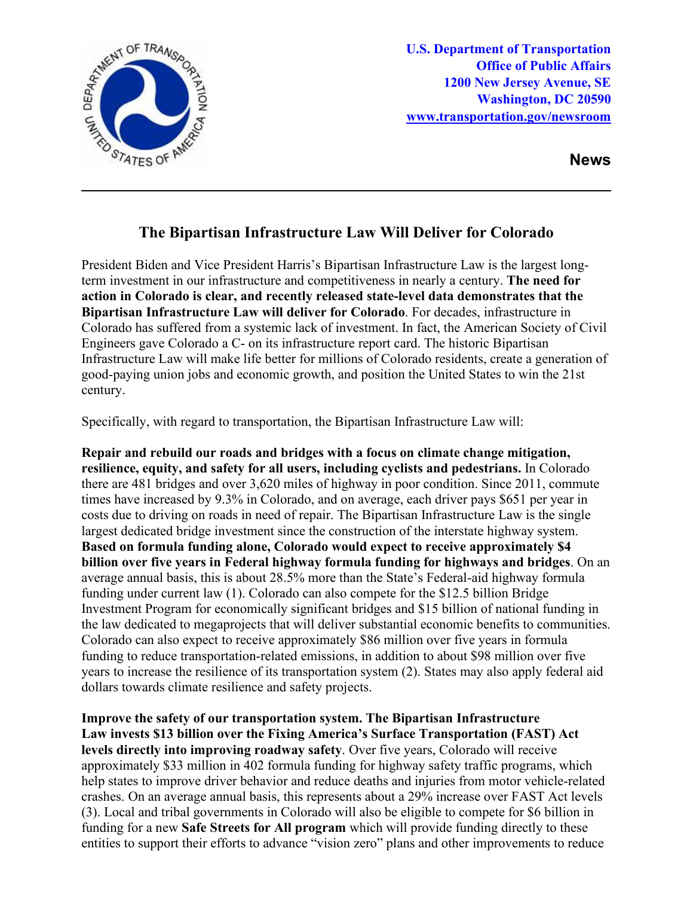U.S. Department of Transportation
Office of Public Affairs
1200 New Jersey Avenue, SE
Washington, DC 20590
www.transportation.gov/newsroom

**News**

---

## The Bipartisan Infrastructure Law Will Deliver for Colorado

President Biden and Vice President Harris's Bipartisan Infrastructure Law is the largest long-term investment in our infrastructure and competitiveness in nearly a century. **The need for action in Colorado is clear, and recently released state-level data demonstrates that the Bipartisan Infrastructure Law will deliver for Colorado**. For decades, infrastructure in Colorado has suffered from a systemic lack of investment. In fact, the American Society of Civil Engineers gave Colorado a C- on its infrastructure report card. The historic Bipartisan Infrastructure Law will make life better for millions of Colorado residents, create a generation of good-paying union jobs and economic growth, and position the United States to win the 21st century.

Specifically, with regard to transportation, the Bipartisan Infrastructure Law will:

**Repair and rebuild our roads and bridges with a focus on climate change mitigation, resilience, equity, and safety for all users, including cyclists and pedestrians.** In Colorado there are 481 bridges and over 3,620 miles of highway in poor condition. Since 2011, commute times have increased by 9.3% in Colorado, and on average, each driver pays $651 per year in costs due to driving on roads in need of repair. The Bipartisan Infrastructure Law is the single largest dedicated bridge investment since the construction of the interstate highway system. **Based on formula funding alone, Colorado would expect to receive approximately $4 billion over five years in Federal highway formula funding for highways and bridges**. On an average annual basis, this is about 28.5% more than the State's Federal-aid highway formula funding under current law (1). Colorado can also compete for the $12.5 billion Bridge Investment Program for economically significant bridges and $15 billion of national funding in the law dedicated to megaprojects that will deliver substantial economic benefits to communities. Colorado can also expect to receive approximately $86 million over five years in formula funding to reduce transportation-related emissions, in addition to about $98 million over five years to increase the resilience of its transportation system (2). States may also apply federal aid dollars towards climate resilience and safety projects.

**Improve the safety of our transportation system. The Bipartisan Infrastructure Law invests $13 billion over the Fixing America's Surface Transportation (FAST) Act levels directly into improving roadway safety**. Over five years, Colorado will receive approximately $33 million in 402 formula funding for highway safety traffic programs, which help states to improve driver behavior and reduce deaths and injuries from motor vehicle-related crashes. On an average annual basis, this represents about a 29% increase over FAST Act levels (3). Local and tribal governments in Colorado will also be eligible to compete for $6 billion in funding for a new **Safe Streets for All program** which will provide funding directly to these entities to support their efforts to advance "vision zero" plans and other improvements to reduce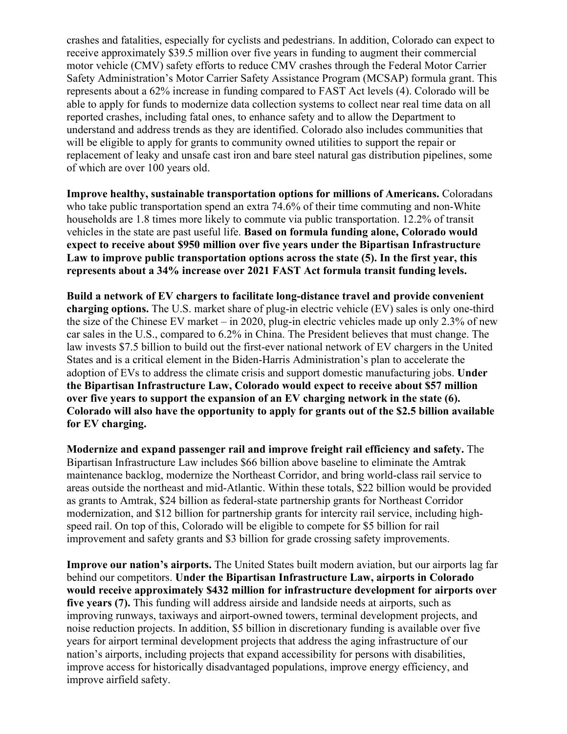crashes and fatalities, especially for cyclists and pedestrians. In addition, Colorado can expect to receive approximately $39.5 million over five years in funding to augment their commercial motor vehicle (CMV) safety efforts to reduce CMV crashes through the Federal Motor Carrier Safety Administration's Motor Carrier Safety Assistance Program (MCSAP) formula grant. This represents about a 62% increase in funding compared to FAST Act levels (4). Colorado will be able to apply for funds to modernize data collection systems to collect near real time data on all reported crashes, including fatal ones, to enhance safety and to allow the Department to understand and address trends as they are identified. Colorado also includes communities that will be eligible to apply for grants to community owned utilities to support the repair or replacement of leaky and unsafe cast iron and bare steel natural gas distribution pipelines, some of which are over 100 years old.

**Improve healthy, sustainable transportation options for millions of Americans.** Coloradans who take public transportation spend an extra 74.6% of their time commuting and non-White households are 1.8 times more likely to commute via public transportation. 12.2% of transit vehicles in the state are past useful life. **Based on formula funding alone, Colorado would expect to receive about $950 million over five years under the Bipartisan Infrastructure Law to improve public transportation options across the state (5). In the first year, this represents about a 34% increase over 2021 FAST Act formula transit funding levels.**

**Build a network of EV chargers to facilitate long-distance travel and provide convenient charging options.** The U.S. market share of plug-in electric vehicle (EV) sales is only one-third the size of the Chinese EV market – in 2020, plug-in electric vehicles made up only 2.3% of new car sales in the U.S., compared to 6.2% in China. The President believes that must change. The law invests $7.5 billion to build out the first-ever national network of EV chargers in the United States and is a critical element in the Biden-Harris Administration's plan to accelerate the adoption of EVs to address the climate crisis and support domestic manufacturing jobs. **Under the Bipartisan Infrastructure Law, Colorado would expect to receive about $57 million over five years to support the expansion of an EV charging network in the state (6). Colorado will also have the opportunity to apply for grants out of the $2.5 billion available for EV charging.**

**Modernize and expand passenger rail and improve freight rail efficiency and safety.** The Bipartisan Infrastructure Law includes $66 billion above baseline to eliminate the Amtrak maintenance backlog, modernize the Northeast Corridor, and bring world-class rail service to areas outside the northeast and mid-Atlantic. Within these totals, $22 billion would be provided as grants to Amtrak, $24 billion as federal-state partnership grants for Northeast Corridor modernization, and $12 billion for partnership grants for intercity rail service, including high-speed rail. On top of this, Colorado will be eligible to compete for $5 billion for rail improvement and safety grants and $3 billion for grade crossing safety improvements.

**Improve our nation's airports.** The United States built modern aviation, but our airports lag far behind our competitors. **Under the Bipartisan Infrastructure Law, airports in Colorado would receive approximately $432 million for infrastructure development for airports over five years (7).** This funding will address airside and landside needs at airports, such as improving runways, taxiways and airport-owned towers, terminal development projects, and noise reduction projects. In addition, $5 billion in discretionary funding is available over five years for airport terminal development projects that address the aging infrastructure of our nation's airports, including projects that expand accessibility for persons with disabilities, improve access for historically disadvantaged populations, improve energy efficiency, and improve airfield safety.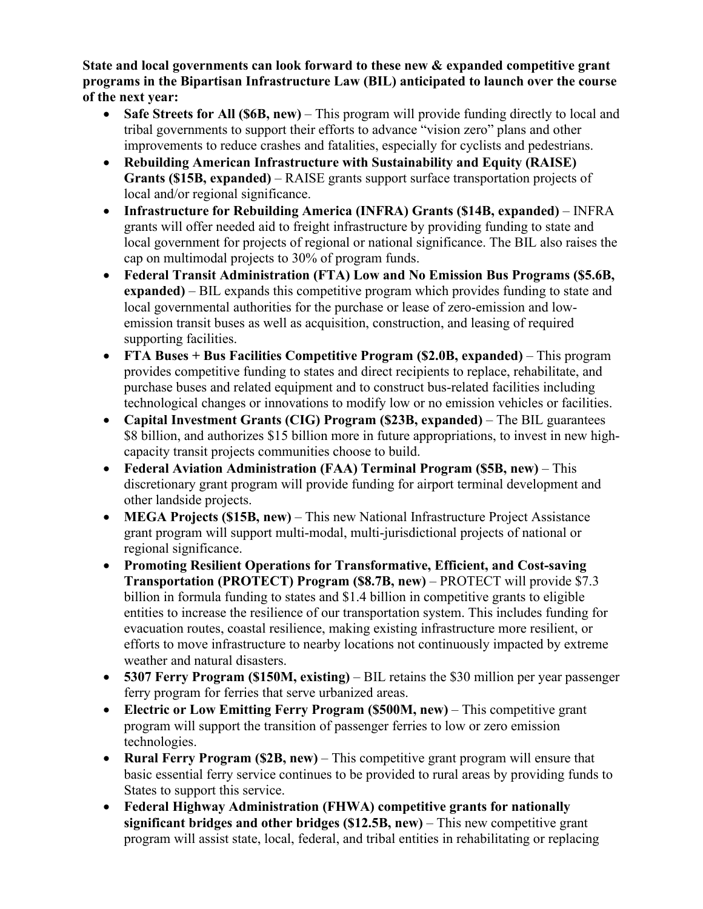**State and local governments can look forward to these new & expanded competitive grant programs in the Bipartisan Infrastructure Law (BIL) anticipated to launch over the course of the next year:**

- **Safe Streets for All ($6B, new)** – This program will provide funding directly to local and tribal governments to support their efforts to advance "vision zero" plans and other improvements to reduce crashes and fatalities, especially for cyclists and pedestrians.
- **Rebuilding American Infrastructure with Sustainability and Equity (RAISE) Grants ($15B, expanded)** – RAISE grants support surface transportation projects of local and/or regional significance.
- **Infrastructure for Rebuilding America (INFRA) Grants ($14B, expanded)** – INFRA grants will offer needed aid to freight infrastructure by providing funding to state and local government for projects of regional or national significance. The BIL also raises the cap on multimodal projects to 30% of program funds.
- **Federal Transit Administration (FTA) Low and No Emission Bus Programs ($5.6B, expanded)** – BIL expands this competitive program which provides funding to state and local governmental authorities for the purchase or lease of zero-emission and low-emission transit buses as well as acquisition, construction, and leasing of required supporting facilities.
- **FTA Buses + Bus Facilities Competitive Program ($2.0B, expanded)** – This program provides competitive funding to states and direct recipients to replace, rehabilitate, and purchase buses and related equipment and to construct bus-related facilities including technological changes or innovations to modify low or no emission vehicles or facilities.
- **Capital Investment Grants (CIG) Program ($23B, expanded)** – The BIL guarantees $8 billion, and authorizes $15 billion more in future appropriations, to invest in new high-capacity transit projects communities choose to build.
- **Federal Aviation Administration (FAA) Terminal Program ($5B, new)** – This discretionary grant program will provide funding for airport terminal development and other landside projects.
- **MEGA Projects ($15B, new)** – This new National Infrastructure Project Assistance grant program will support multi-modal, multi-jurisdictional projects of national or regional significance.
- **Promoting Resilient Operations for Transformative, Efficient, and Cost-saving Transportation (PROTECT) Program ($8.7B, new)** – PROTECT will provide $7.3 billion in formula funding to states and $1.4 billion in competitive grants to eligible entities to increase the resilience of our transportation system. This includes funding for evacuation routes, coastal resilience, making existing infrastructure more resilient, or efforts to move infrastructure to nearby locations not continuously impacted by extreme weather and natural disasters.
- **5307 Ferry Program ($150M, existing)** – BIL retains the $30 million per year passenger ferry program for ferries that serve urbanized areas.
- **Electric or Low Emitting Ferry Program ($500M, new)** – This competitive grant program will support the transition of passenger ferries to low or zero emission technologies.
- **Rural Ferry Program ($2B, new)** – This competitive grant program will ensure that basic essential ferry service continues to be provided to rural areas by providing funds to States to support this service.
- **Federal Highway Administration (FHWA) competitive grants for nationally significant bridges and other bridges ($12.5B, new)** – This new competitive grant program will assist state, local, federal, and tribal entities in rehabilitating or replacing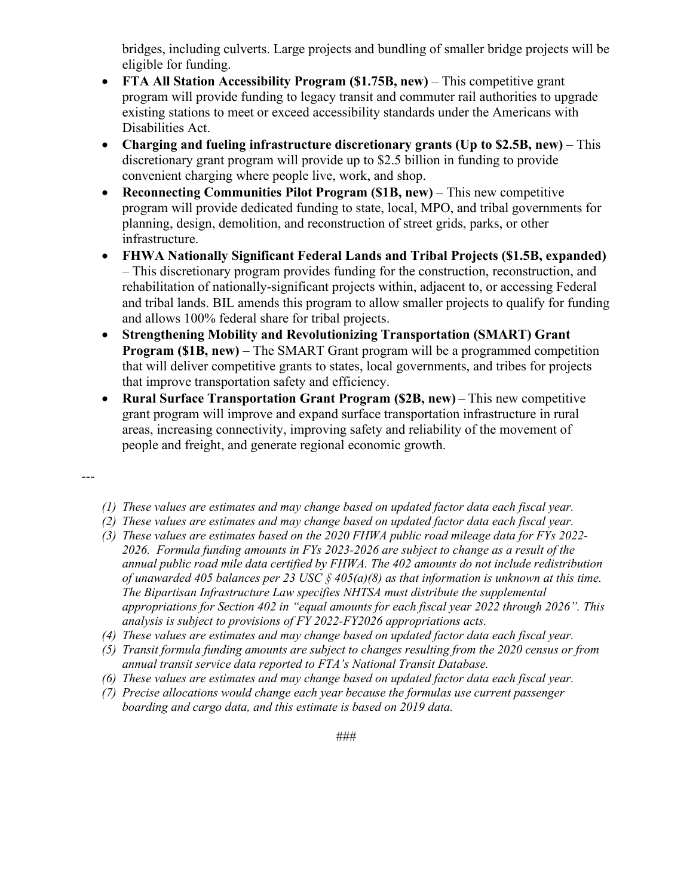bridges, including culverts. Large projects and bundling of smaller bridge projects will be eligible for funding.

- **FTA All Station Accessibility Program ($1.75B, new)** – This competitive grant program will provide funding to legacy transit and commuter rail authorities to upgrade existing stations to meet or exceed accessibility standards under the Americans with Disabilities Act.
- **Charging and fueling infrastructure discretionary grants (Up to $2.5B, new)** – This discretionary grant program will provide up to $2.5 billion in funding to provide convenient charging where people live, work, and shop.
- **Reconnecting Communities Pilot Program ($1B, new)** – This new competitive program will provide dedicated funding to state, local, MPO, and tribal governments for planning, design, demolition, and reconstruction of street grids, parks, or other infrastructure.
- **FHWA Nationally Significant Federal Lands and Tribal Projects ($1.5B, expanded)** – This discretionary program provides funding for the construction, reconstruction, and rehabilitation of nationally-significant projects within, adjacent to, or accessing Federal and tribal lands. BIL amends this program to allow smaller projects to qualify for funding and allows 100% federal share for tribal projects.
- **Strengthening Mobility and Revolutionizing Transportation (SMART) Grant Program ($1B, new)** – The SMART Grant program will be a programmed competition that will deliver competitive grants to states, local governments, and tribes for projects that improve transportation safety and efficiency.
- **Rural Surface Transportation Grant Program ($2B, new)** – This new competitive grant program will improve and expand surface transportation infrastructure in rural areas, increasing connectivity, improving safety and reliability of the movement of people and freight, and generate regional economic growth.

---

1. *These values are estimates and may change based on updated factor data each fiscal year.*
2. *These values are estimates and may change based on updated factor data each fiscal year.*
3. *These values are estimates based on the 2020 FHWA public road mileage data for FYs 2022-2026. Formula funding amounts in FYs 2023-2026 are subject to change as a result of the annual public road mile data certified by FHWA. The 402 amounts do not include redistribution of unawarded 405 balances per 23 USC § 405(a)(8) as that information is unknown at this time. The Bipartisan Infrastructure Law specifies NHTSA must distribute the supplemental appropriations for Section 402 in "equal amounts for each fiscal year 2022 through 2026". This analysis is subject to provisions of FY 2022-FY2026 appropriations acts.*
4. *These values are estimates and may change based on updated factor data each fiscal year.*
5. *Transit formula funding amounts are subject to changes resulting from the 2020 census or from annual transit service data reported to FTA's National Transit Database.*
6. *These values are estimates and may change based on updated factor data each fiscal year.*
7. *Precise allocations would change each year because the formulas use current passenger boarding and cargo data, and this estimate is based on 2019 data.*

###